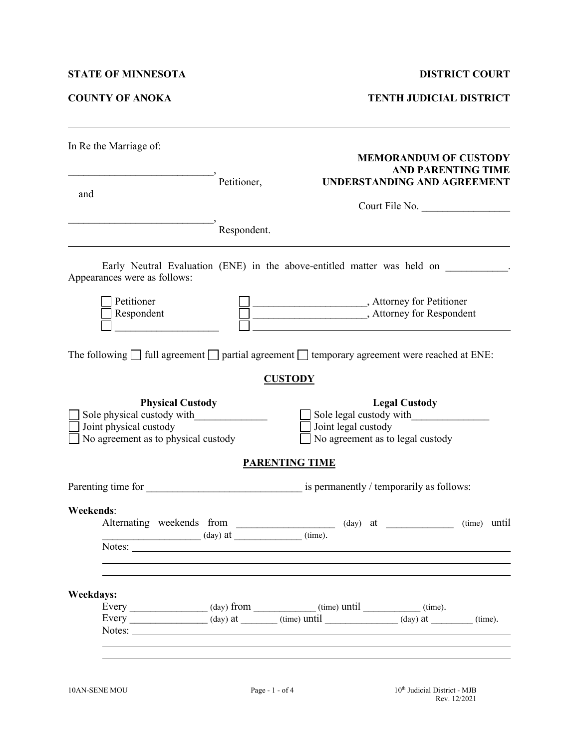**STATE OF MINNESOTA** **DISTRICT COURT**

**COUNTY OF ANOKA** **TENTH JUDICIAL DISTRICT**

---

In Re the Marriage of:

____________________________, Petitioner,

and

____________________________, Respondent.

**MEMORANDUM OF CUSTODY AND PARENTING TIME UNDERSTANDING AND AGREEMENT**

Court File No. _________________

---

Early Neutral Evaluation (ENE) in the above-entitled matter was held on ____________. Appearances were as follows:

☐ Petitioner ☐ _____________________, Attorney for Petitioner
☐ Respondent ☐ _____________________, Attorney for Respondent
☐ ____________________ ☐ ________________________________________

The following ☐ full agreement ☐ partial agreement ☐ temporary agreement were reached at ENE:

## CUSTODY

**Physical Custody**

☐ Sole physical custody with______________
☐ Joint physical custody
☐ No agreement as to physical custody

**Legal Custody**

☐ Sole legal custody with_______________
☐ Joint legal custody
☐ No agreement as to legal custody

## PARENTING TIME

Parenting time for ______________________________ is permanently / temporarily as follows:

**Weekends**:

Alternating weekends from __________________ (day) at _____________ (time) until ___________________ (day) at ______________ (time).

Notes: ________________________________________________________________

________________________________________________________________

________________________________________________________________

**Weekdays:**

Every _______________ (day) from ____________ (time) until ___________ (time).

Every _______________ (day) at _______ (time) until ______________ (day) at ________ (time).

Notes: ________________________________________________________________

________________________________________________________________

________________________________________________________________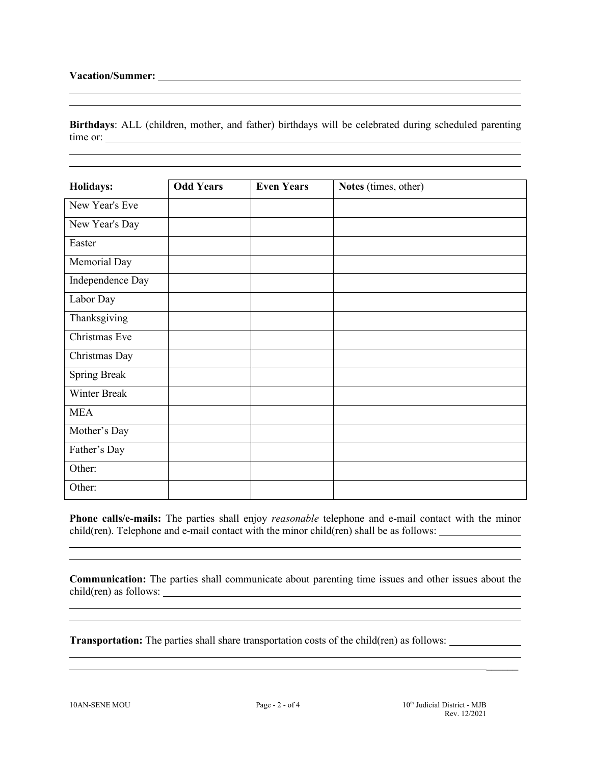**Vacation/Summer:** ______________________________________________________________________

______________________________________________________________________

______________________________________________________________________

**Birthdays**: ALL (children, mother, and father) birthdays will be celebrated during scheduled parenting time or: ______________________________________________________________________

______________________________________________________________________

______________________________________________________________________

| Holidays: | Odd Years | Even Years | Notes (times, other) |
|---|---|---|---|
| New Year's Eve | | | |
| New Year's Day | | | |
| Easter | | | |
| Memorial Day | | | |
| Independence Day | | | |
| Labor Day | | | |
| Thanksgiving | | | |
| Christmas Eve | | | |
| Christmas Day | | | |
| Spring Break | | | |
| Winter Break | | | |
| MEA | | | |
| Mother's Day | | | |
| Father's Day | | | |
| Other: | | | |
| Other: | | | |

**Phone calls/e-mails:** The parties shall enjoy *reasonable* telephone and e-mail contact with the minor child(ren). Telephone and e-mail contact with the minor child(ren) shall be as follows: ________________

______________________________________________________________________

______________________________________________________________________

**Communication:** The parties shall communicate about parenting time issues and other issues about the child(ren) as follows: ______________________________________________________________________

______________________________________________________________________

______________________________________________________________________

**Transportation:** The parties shall share transportation costs of the child(ren) as follows: ______________

______________________________________________________________________

______________________________________________________________________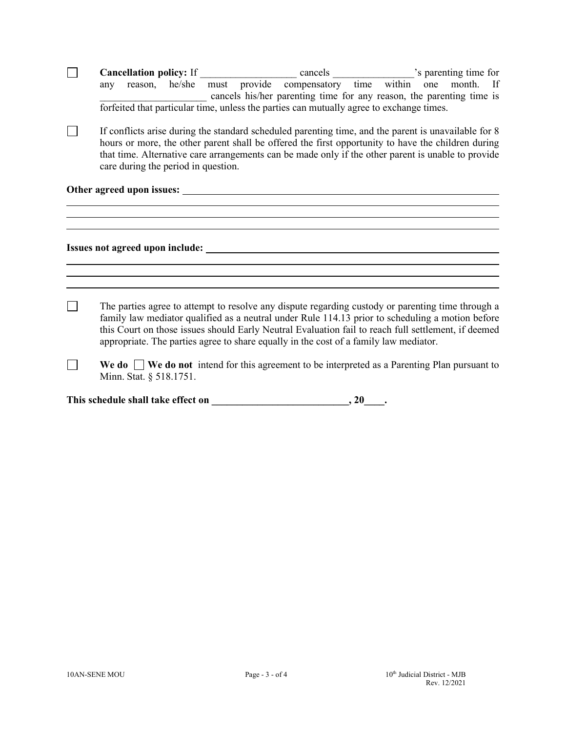☐ **Cancellation policy:** If ___________________ cancels ________________'s parenting time for any reason, he/she must provide compensatory time within one month. If _____________________ cancels his/her parenting time for any reason, the parenting time is forfeited that particular time, unless the parties can mutually agree to exchange times.

☐ If conflicts arise during the standard scheduled parenting time, and the parent is unavailable for 8 hours or more, the other parent shall be offered the first opportunity to have the children during that time. Alternative care arrangements can be made only if the other parent is unable to provide care during the period in question.

**Other agreed upon issues:** ______________________________________________________________

________________________________________________________________________________

________________________________________________________________________________

________________________________________________________________________________

**Issues not agreed upon include:** __________________________________________________________

________________________________________________________________________________

________________________________________________________________________________

________________________________________________________________________________

☐ The parties agree to attempt to resolve any dispute regarding custody or parenting time through a family law mediator qualified as a neutral under Rule 114.13 prior to scheduling a motion before this Court on those issues should Early Neutral Evaluation fail to reach full settlement, if deemed appropriate. The parties agree to share equally in the cost of a family law mediator.

☐ **We do** ☐ **We do not** intend for this agreement to be interpreted as a Parenting Plan pursuant to Minn. Stat. § 518.1751.

**This schedule shall take effect on ___________________________, 20____.**

10AN-SENE MOU

10th Judicial District - MJB
Rev. 12/2021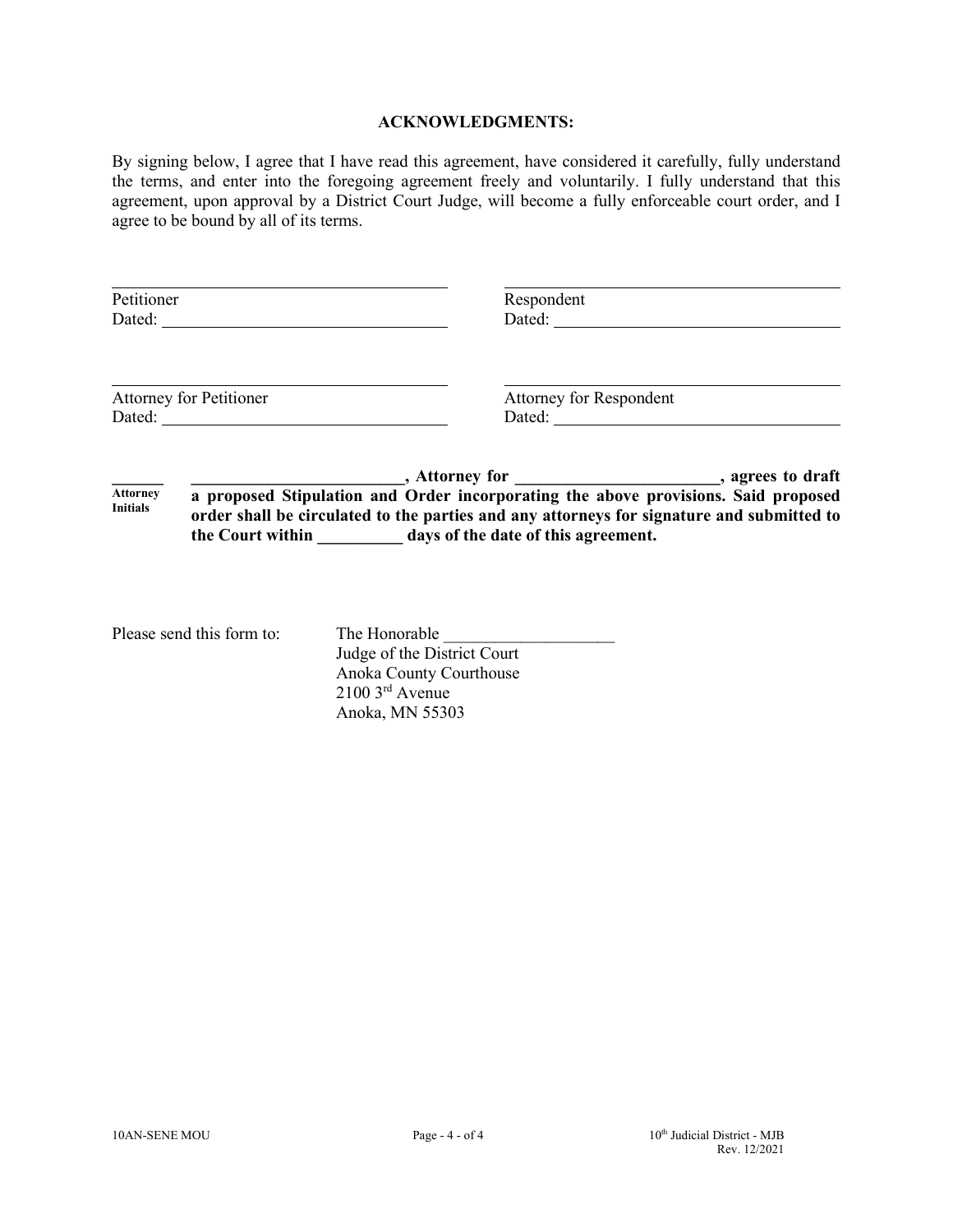## ACKNOWLEDGMENTS:

By signing below, I agree that I have read this agreement, have considered it carefully, fully understand the terms, and enter into the foregoing agreement freely and voluntarily. I fully understand that this agreement, upon approval by a District Court Judge, will become a fully enforceable court order, and I agree to be bound by all of its terms.

| | |
|---|---|
| \_\_\_\_\_\_\_\_\_\_\_\_\_\_\_\_\_\_\_\_\_\_\_\_\_\_\_\_\_\_\_\_\_\_\_\_ | \_\_\_\_\_\_\_\_\_\_\_\_\_\_\_\_\_\_\_\_\_\_\_\_\_\_\_\_\_\_\_\_\_\_\_\_ |
| Petitioner | Respondent |
| Dated: \_\_\_\_\_\_\_\_\_\_\_\_\_\_\_\_\_\_\_\_\_\_\_\_\_\_\_\_ | Dated: \_\_\_\_\_\_\_\_\_\_\_\_\_\_\_\_\_\_\_\_\_\_\_\_\_\_\_\_ |
| \_\_\_\_\_\_\_\_\_\_\_\_\_\_\_\_\_\_\_\_\_\_\_\_\_\_\_\_\_\_\_\_\_\_\_\_ | \_\_\_\_\_\_\_\_\_\_\_\_\_\_\_\_\_\_\_\_\_\_\_\_\_\_\_\_\_\_\_\_\_\_\_\_ |
| Attorney for Petitioner | Attorney for Respondent |
| Dated: \_\_\_\_\_\_\_\_\_\_\_\_\_\_\_\_\_\_\_\_\_\_\_\_\_\_\_\_ | Dated: \_\_\_\_\_\_\_\_\_\_\_\_\_\_\_\_\_\_\_\_\_\_\_\_\_\_\_\_ |

\_\_\_\_\_\_\_
Attorney Initials

**\_\_\_\_\_\_\_\_\_\_\_\_\_\_\_\_\_\_\_\_\_\_\_\_\_\_, Attorney for \_\_\_\_\_\_\_\_\_\_\_\_\_\_\_\_\_\_\_\_\_\_\_\_\_, agrees to draft a proposed Stipulation and Order incorporating the above provisions. Said proposed order shall be circulated to the parties and any attorneys for signature and submitted to the Court within \_\_\_\_\_\_\_\_\_\_ days of the date of this agreement.**

Please send this form to:

The Honorable \_\_\_\_\_\_\_\_\_\_\_\_\_\_\_\_\_\_\_\_
Judge of the District Court
Anoka County Courthouse
2100 3rd Avenue
Anoka, MN 55303

10AN-SENE MOU

10th Judicial District - MJB
Rev. 12/2021